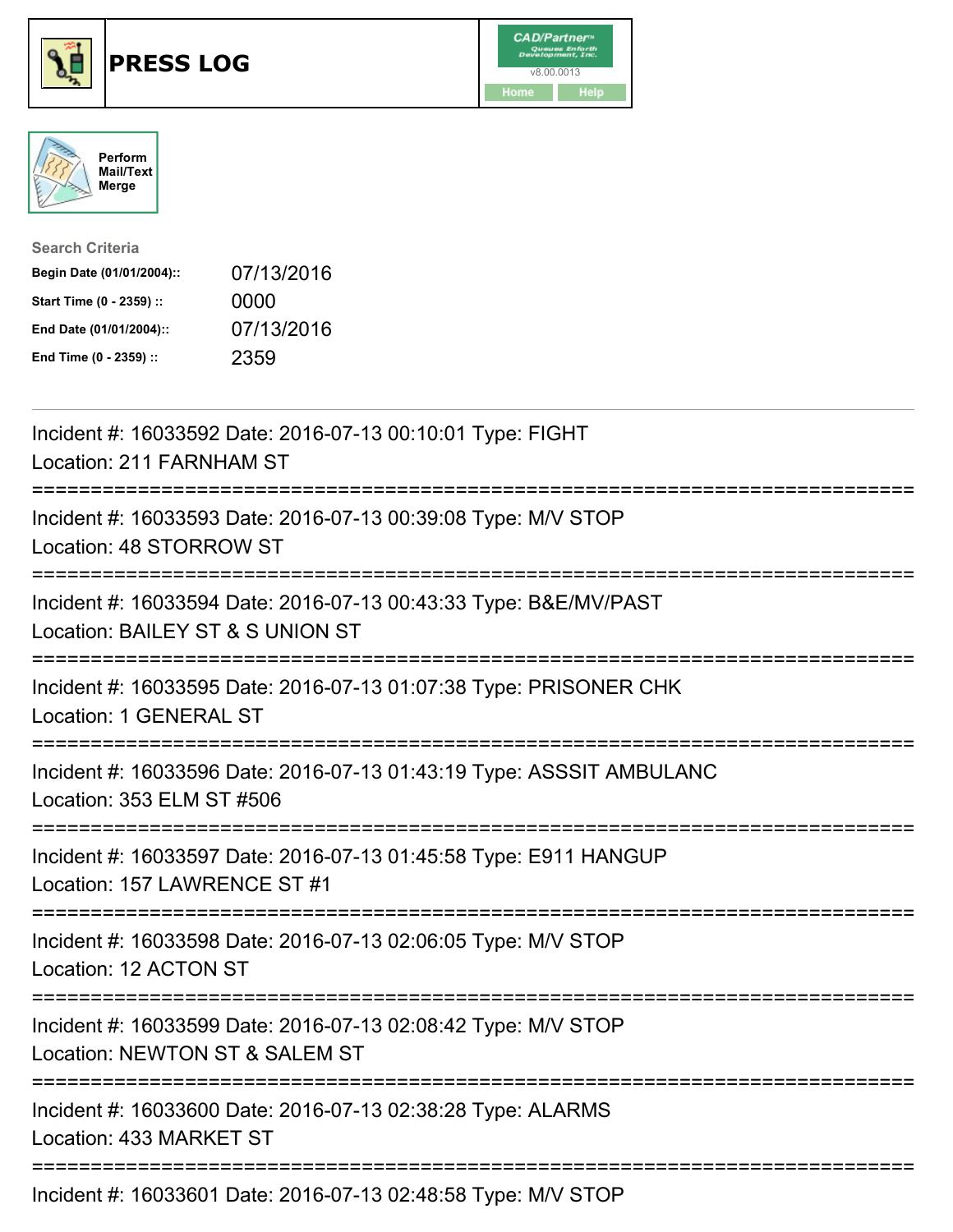# PRESS LOG

CAD/Partner™ v8.00.0013

Home | Help

Perform Mail/Text Merge

**Search Criteria**

| | |
|---|---|
| **Begin Date (01/01/2004)::** | 07/13/2016 |
| **Start Time (0 - 2359) ::** | 0000 |
| **End Date (01/01/2004)::** | 07/13/2016 |
| **End Time (0 - 2359) ::** | 2359 |

---

Incident #: 16033592 Date: 2016-07-13 00:10:01 Type: FIGHT
Location: 211 FARNHAM ST

===========================================================================

Incident #: 16033593 Date: 2016-07-13 00:39:08 Type: M/V STOP
Location: 48 STORROW ST

===========================================================================

Incident #: 16033594 Date: 2016-07-13 00:43:33 Type: B&E/MV/PAST
Location: BAILEY ST & S UNION ST

===========================================================================

Incident #: 16033595 Date: 2016-07-13 01:07:38 Type: PRISONER CHK
Location: 1 GENERAL ST

===========================================================================

Incident #: 16033596 Date: 2016-07-13 01:43:19 Type: ASSSIT AMBULANC
Location: 353 ELM ST #506

===========================================================================

Incident #: 16033597 Date: 2016-07-13 01:45:58 Type: E911 HANGUP
Location: 157 LAWRENCE ST #1

===========================================================================

Incident #: 16033598 Date: 2016-07-13 02:06:05 Type: M/V STOP
Location: 12 ACTON ST

===========================================================================

Incident #: 16033599 Date: 2016-07-13 02:08:42 Type: M/V STOP
Location: NEWTON ST & SALEM ST

===========================================================================

Incident #: 16033600 Date: 2016-07-13 02:38:28 Type: ALARMS
Location: 433 MARKET ST

===========================================================================

Incident #: 16033601 Date: 2016-07-13 02:48:58 Type: M/V STOP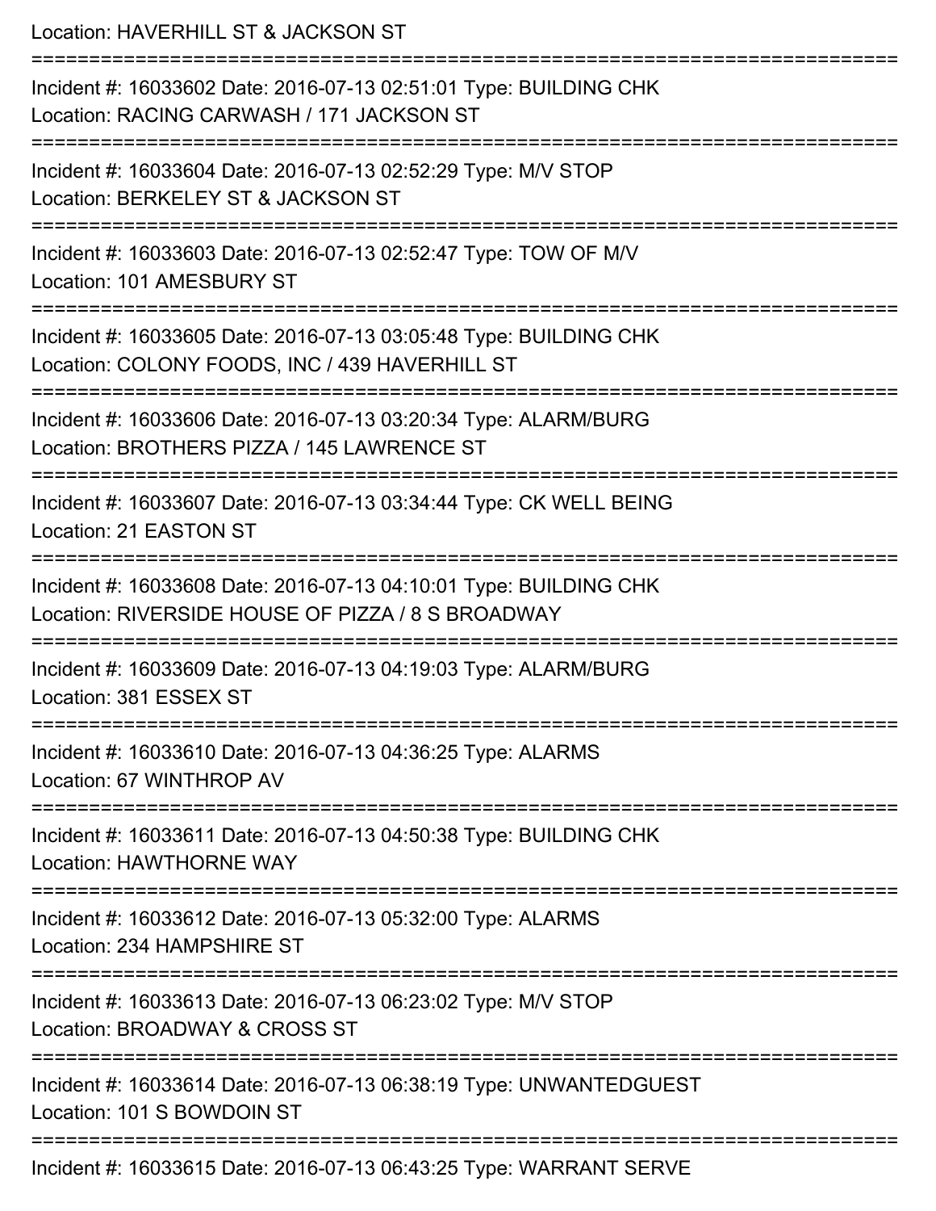Location: HAVERHILL ST & JACKSON ST

===========================================================================

Incident #: 16033602 Date: 2016-07-13 02:51:01 Type: BUILDING CHK
Location: RACING CARWASH / 171 JACKSON ST

===========================================================================

Incident #: 16033604 Date: 2016-07-13 02:52:29 Type: M/V STOP
Location: BERKELEY ST & JACKSON ST

===========================================================================

Incident #: 16033603 Date: 2016-07-13 02:52:47 Type: TOW OF M/V
Location: 101 AMESBURY ST

===========================================================================

Incident #: 16033605 Date: 2016-07-13 03:05:48 Type: BUILDING CHK
Location: COLONY FOODS, INC / 439 HAVERHILL ST

===========================================================================

Incident #: 16033606 Date: 2016-07-13 03:20:34 Type: ALARM/BURG
Location: BROTHERS PIZZA / 145 LAWRENCE ST

===========================================================================

Incident #: 16033607 Date: 2016-07-13 03:34:44 Type: CK WELL BEING
Location: 21 EASTON ST

===========================================================================

Incident #: 16033608 Date: 2016-07-13 04:10:01 Type: BUILDING CHK
Location: RIVERSIDE HOUSE OF PIZZA / 8 S BROADWAY

===========================================================================

Incident #: 16033609 Date: 2016-07-13 04:19:03 Type: ALARM/BURG
Location: 381 ESSEX ST

===========================================================================

Incident #: 16033610 Date: 2016-07-13 04:36:25 Type: ALARMS
Location: 67 WINTHROP AV

===========================================================================

Incident #: 16033611 Date: 2016-07-13 04:50:38 Type: BUILDING CHK
Location: HAWTHORNE WAY

===========================================================================

Incident #: 16033612 Date: 2016-07-13 05:32:00 Type: ALARMS
Location: 234 HAMPSHIRE ST

===========================================================================

Incident #: 16033613 Date: 2016-07-13 06:23:02 Type: M/V STOP
Location: BROADWAY & CROSS ST

===========================================================================

Incident #: 16033614 Date: 2016-07-13 06:38:19 Type: UNWANTEDGUEST
Location: 101 S BOWDOIN ST

===========================================================================

Incident #: 16033615 Date: 2016-07-13 06:43:25 Type: WARRANT SERVE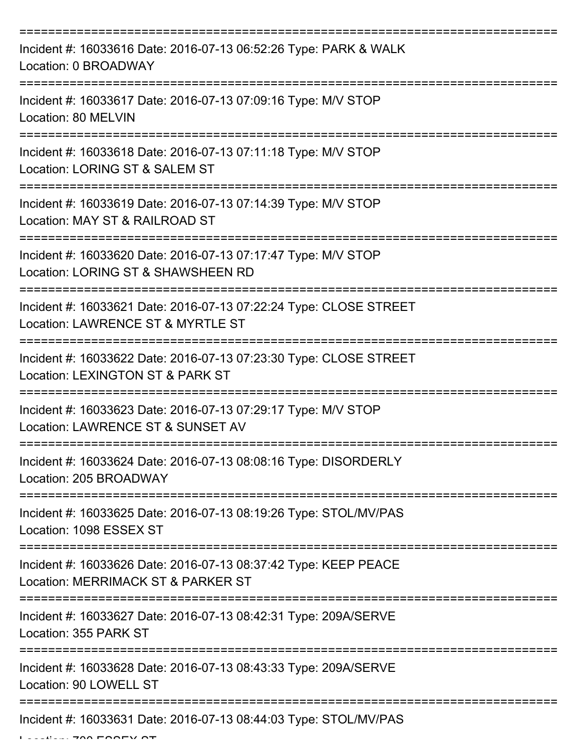===========================================================================

Incident #: 16033616 Date: 2016-07-13 06:52:26 Type: PARK & WALK
Location: 0 BROADWAY

===========================================================================

Incident #: 16033617 Date: 2016-07-13 07:09:16 Type: M/V STOP
Location: 80 MELVIN

===========================================================================

Incident #: 16033618 Date: 2016-07-13 07:11:18 Type: M/V STOP
Location: LORING ST & SALEM ST

===========================================================================

Incident #: 16033619 Date: 2016-07-13 07:14:39 Type: M/V STOP
Location: MAY ST & RAILROAD ST

===========================================================================

Incident #: 16033620 Date: 2016-07-13 07:17:47 Type: M/V STOP
Location: LORING ST & SHAWSHEEN RD

===========================================================================

Incident #: 16033621 Date: 2016-07-13 07:22:24 Type: CLOSE STREET
Location: LAWRENCE ST & MYRTLE ST

===========================================================================

Incident #: 16033622 Date: 2016-07-13 07:23:30 Type: CLOSE STREET
Location: LEXINGTON ST & PARK ST

===========================================================================

Incident #: 16033623 Date: 2016-07-13 07:29:17 Type: M/V STOP
Location: LAWRENCE ST & SUNSET AV

===========================================================================

Incident #: 16033624 Date: 2016-07-13 08:08:16 Type: DISORDERLY
Location: 205 BROADWAY

===========================================================================

Incident #: 16033625 Date: 2016-07-13 08:19:26 Type: STOL/MV/PAS
Location: 1098 ESSEX ST

===========================================================================

Incident #: 16033626 Date: 2016-07-13 08:37:42 Type: KEEP PEACE
Location: MERRIMACK ST & PARKER ST

===========================================================================

Incident #: 16033627 Date: 2016-07-13 08:42:31 Type: 209A/SERVE
Location: 355 PARK ST

===========================================================================

Incident #: 16033628 Date: 2016-07-13 08:43:33 Type: 209A/SERVE
Location: 90 LOWELL ST

===========================================================================

Incident #: 16033631 Date: 2016-07-13 08:44:03 Type: STOL/MV/PAS
Location: 700 ESSEX ST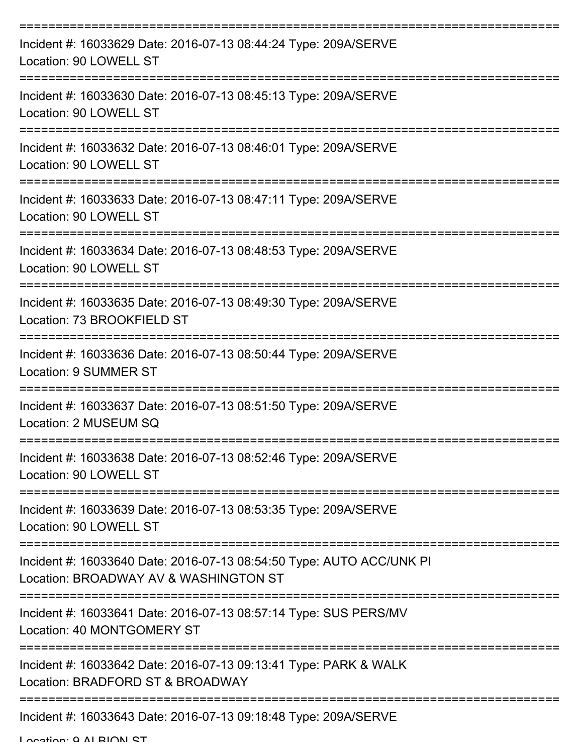===========================================================================

Incident #: 16033629 Date: 2016-07-13 08:44:24 Type: 209A/SERVE
Location: 90 LOWELL ST

===========================================================================

Incident #: 16033630 Date: 2016-07-13 08:45:13 Type: 209A/SERVE
Location: 90 LOWELL ST

===========================================================================

Incident #: 16033632 Date: 2016-07-13 08:46:01 Type: 209A/SERVE
Location: 90 LOWELL ST

===========================================================================

Incident #: 16033633 Date: 2016-07-13 08:47:11 Type: 209A/SERVE
Location: 90 LOWELL ST

===========================================================================

Incident #: 16033634 Date: 2016-07-13 08:48:53 Type: 209A/SERVE
Location: 90 LOWELL ST

===========================================================================

Incident #: 16033635 Date: 2016-07-13 08:49:30 Type: 209A/SERVE
Location: 73 BROOKFIELD ST

===========================================================================

Incident #: 16033636 Date: 2016-07-13 08:50:44 Type: 209A/SERVE
Location: 9 SUMMER ST

===========================================================================

Incident #: 16033637 Date: 2016-07-13 08:51:50 Type: 209A/SERVE
Location: 2 MUSEUM SQ

===========================================================================

Incident #: 16033638 Date: 2016-07-13 08:52:46 Type: 209A/SERVE
Location: 90 LOWELL ST

===========================================================================

Incident #: 16033639 Date: 2016-07-13 08:53:35 Type: 209A/SERVE
Location: 90 LOWELL ST

===========================================================================

Incident #: 16033640 Date: 2016-07-13 08:54:50 Type: AUTO ACC/UNK PI
Location: BROADWAY AV & WASHINGTON ST

===========================================================================

Incident #: 16033641 Date: 2016-07-13 08:57:14 Type: SUS PERS/MV
Location: 40 MONTGOMERY ST

===========================================================================

Incident #: 16033642 Date: 2016-07-13 09:13:41 Type: PARK & WALK
Location: BRADFORD ST & BROADWAY

===========================================================================

Incident #: 16033643 Date: 2016-07-13 09:18:48 Type: 209A/SERVE
Location: 9 ALBION ST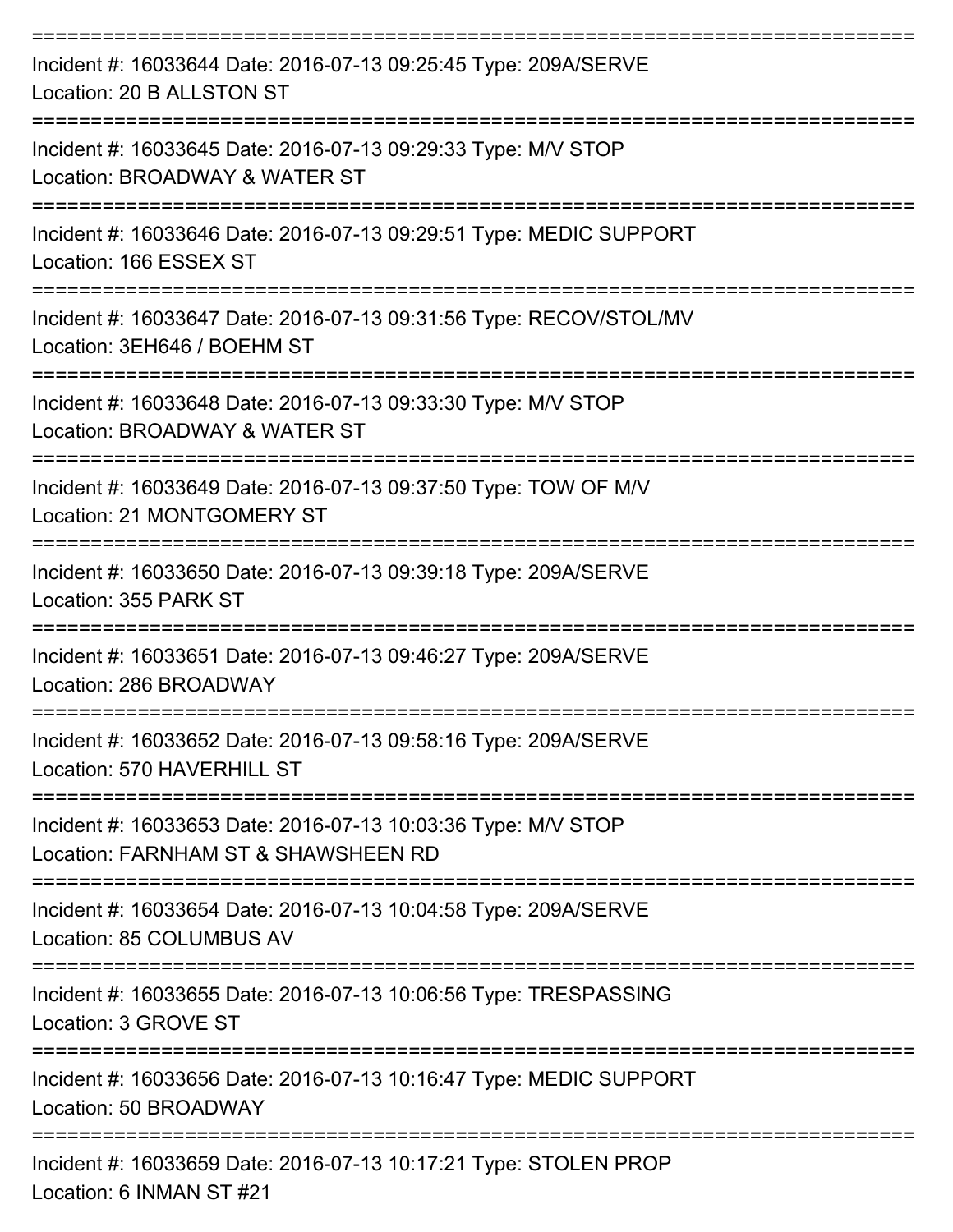===========================================================================
Incident #: 16033644 Date: 2016-07-13 09:25:45 Type: 209A/SERVE
Location: 20 B ALLSTON ST
===========================================================================
Incident #: 16033645 Date: 2016-07-13 09:29:33 Type: M/V STOP
Location: BROADWAY & WATER ST
===========================================================================
Incident #: 16033646 Date: 2016-07-13 09:29:51 Type: MEDIC SUPPORT
Location: 166 ESSEX ST
===========================================================================
Incident #: 16033647 Date: 2016-07-13 09:31:56 Type: RECOV/STOL/MV
Location: 3EH646 / BOEHM ST
===========================================================================
Incident #: 16033648 Date: 2016-07-13 09:33:30 Type: M/V STOP
Location: BROADWAY & WATER ST
===========================================================================
Incident #: 16033649 Date: 2016-07-13 09:37:50 Type: TOW OF M/V
Location: 21 MONTGOMERY ST
===========================================================================
Incident #: 16033650 Date: 2016-07-13 09:39:18 Type: 209A/SERVE
Location: 355 PARK ST
===========================================================================
Incident #: 16033651 Date: 2016-07-13 09:46:27 Type: 209A/SERVE
Location: 286 BROADWAY
===========================================================================
Incident #: 16033652 Date: 2016-07-13 09:58:16 Type: 209A/SERVE
Location: 570 HAVERHILL ST
===========================================================================
Incident #: 16033653 Date: 2016-07-13 10:03:36 Type: M/V STOP
Location: FARNHAM ST & SHAWSHEEN RD
===========================================================================
Incident #: 16033654 Date: 2016-07-13 10:04:58 Type: 209A/SERVE
Location: 85 COLUMBUS AV
===========================================================================
Incident #: 16033655 Date: 2016-07-13 10:06:56 Type: TRESPASSING
Location: 3 GROVE ST
===========================================================================
Incident #: 16033656 Date: 2016-07-13 10:16:47 Type: MEDIC SUPPORT
Location: 50 BROADWAY
===========================================================================
Incident #: 16033659 Date: 2016-07-13 10:17:21 Type: STOLEN PROP
Location: 6 INMAN ST #21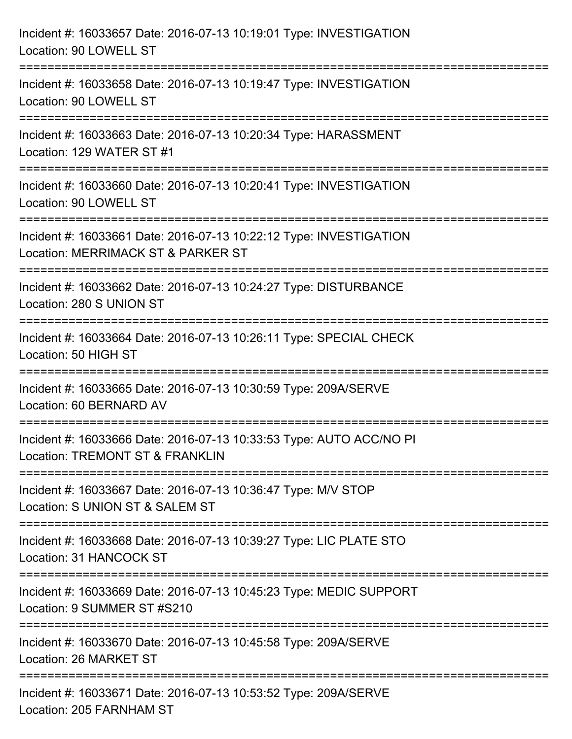Incident #: 16033657 Date: 2016-07-13 10:19:01 Type: INVESTIGATION
Location: 90 LOWELL ST

===========================================================================

Incident #: 16033658 Date: 2016-07-13 10:19:47 Type: INVESTIGATION
Location: 90 LOWELL ST

===========================================================================

Incident #: 16033663 Date: 2016-07-13 10:20:34 Type: HARASSMENT
Location: 129 WATER ST #1

===========================================================================

Incident #: 16033660 Date: 2016-07-13 10:20:41 Type: INVESTIGATION
Location: 90 LOWELL ST

===========================================================================

Incident #: 16033661 Date: 2016-07-13 10:22:12 Type: INVESTIGATION
Location: MERRIMACK ST & PARKER ST

===========================================================================

Incident #: 16033662 Date: 2016-07-13 10:24:27 Type: DISTURBANCE
Location: 280 S UNION ST

===========================================================================

Incident #: 16033664 Date: 2016-07-13 10:26:11 Type: SPECIAL CHECK
Location: 50 HIGH ST

===========================================================================

Incident #: 16033665 Date: 2016-07-13 10:30:59 Type: 209A/SERVE
Location: 60 BERNARD AV

===========================================================================

Incident #: 16033666 Date: 2016-07-13 10:33:53 Type: AUTO ACC/NO PI
Location: TREMONT ST & FRANKLIN

===========================================================================

Incident #: 16033667 Date: 2016-07-13 10:36:47 Type: M/V STOP
Location: S UNION ST & SALEM ST

===========================================================================

Incident #: 16033668 Date: 2016-07-13 10:39:27 Type: LIC PLATE STO
Location: 31 HANCOCK ST

===========================================================================

Incident #: 16033669 Date: 2016-07-13 10:45:23 Type: MEDIC SUPPORT
Location: 9 SUMMER ST #S210

===========================================================================

Incident #: 16033670 Date: 2016-07-13 10:45:58 Type: 209A/SERVE
Location: 26 MARKET ST

===========================================================================

Incident #: 16033671 Date: 2016-07-13 10:53:52 Type: 209A/SERVE
Location: 205 FARNHAM ST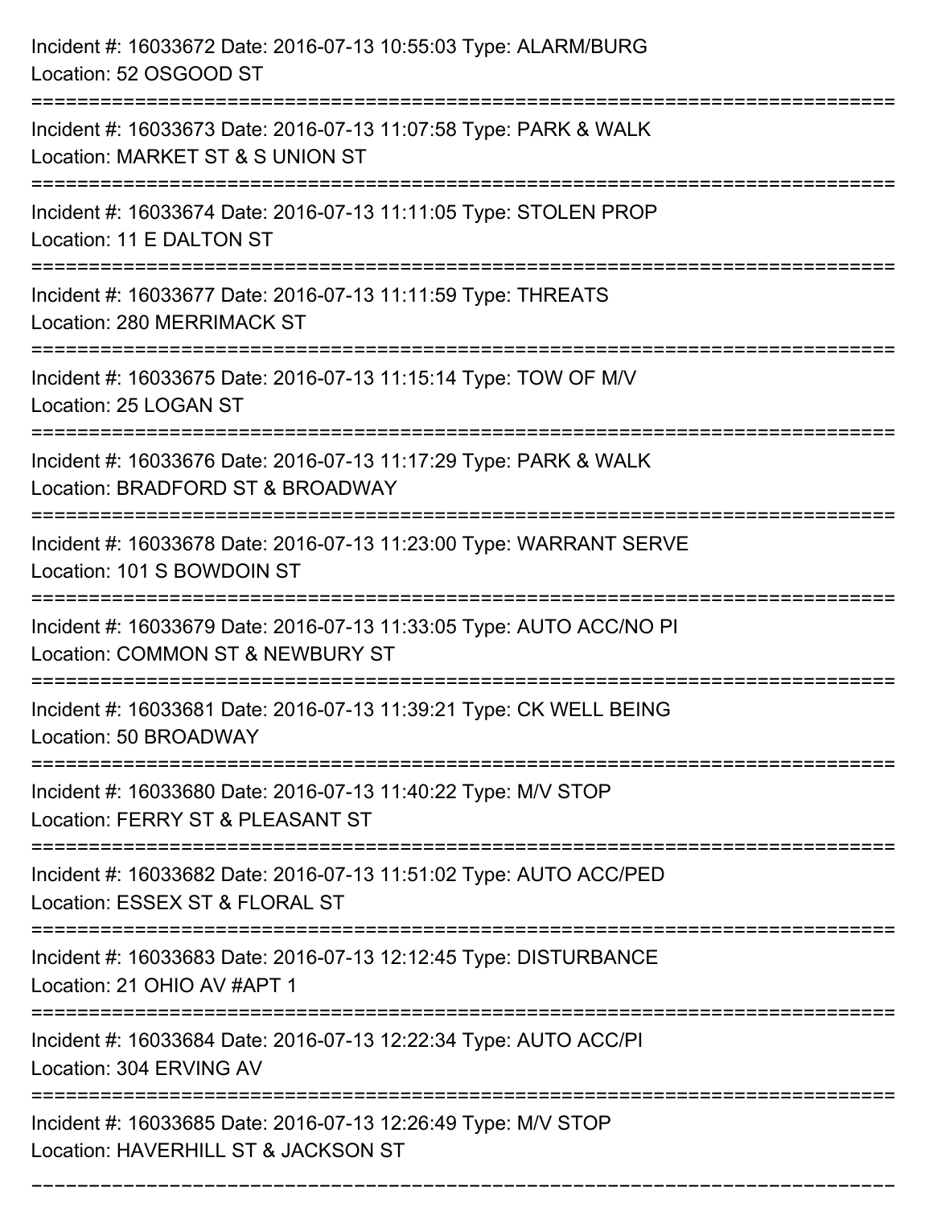Incident #: 16033672 Date: 2016-07-13 10:55:03 Type: ALARM/BURG
Location: 52 OSGOOD ST

===========================================================================

Incident #: 16033673 Date: 2016-07-13 11:07:58 Type: PARK & WALK
Location: MARKET ST & S UNION ST

===========================================================================

Incident #: 16033674 Date: 2016-07-13 11:11:05 Type: STOLEN PROP
Location: 11 E DALTON ST

===========================================================================

Incident #: 16033677 Date: 2016-07-13 11:11:59 Type: THREATS
Location: 280 MERRIMACK ST

===========================================================================

Incident #: 16033675 Date: 2016-07-13 11:15:14 Type: TOW OF M/V
Location: 25 LOGAN ST

===========================================================================

Incident #: 16033676 Date: 2016-07-13 11:17:29 Type: PARK & WALK
Location: BRADFORD ST & BROADWAY

===========================================================================

Incident #: 16033678 Date: 2016-07-13 11:23:00 Type: WARRANT SERVE
Location: 101 S BOWDOIN ST

===========================================================================

Incident #: 16033679 Date: 2016-07-13 11:33:05 Type: AUTO ACC/NO PI
Location: COMMON ST & NEWBURY ST

===========================================================================

Incident #: 16033681 Date: 2016-07-13 11:39:21 Type: CK WELL BEING
Location: 50 BROADWAY

===========================================================================

Incident #: 16033680 Date: 2016-07-13 11:40:22 Type: M/V STOP
Location: FERRY ST & PLEASANT ST

===========================================================================

Incident #: 16033682 Date: 2016-07-13 11:51:02 Type: AUTO ACC/PED
Location: ESSEX ST & FLORAL ST

===========================================================================

Incident #: 16033683 Date: 2016-07-13 12:12:45 Type: DISTURBANCE
Location: 21 OHIO AV #APT 1

===========================================================================

Incident #: 16033684 Date: 2016-07-13 12:22:34 Type: AUTO ACC/PI
Location: 304 ERVING AV

===========================================================================

Incident #: 16033685 Date: 2016-07-13 12:26:49 Type: M/V STOP
Location: HAVERHILL ST & JACKSON ST

===========================================================================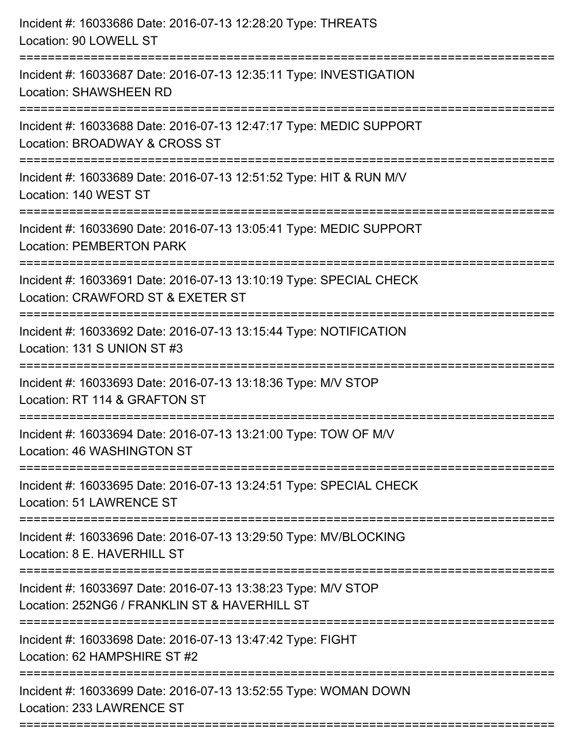Incident #: 16033686 Date: 2016-07-13 12:28:20 Type: THREATS
Location: 90 LOWELL ST

===========================================================================

Incident #: 16033687 Date: 2016-07-13 12:35:11 Type: INVESTIGATION
Location: SHAWSHEEN RD

===========================================================================

Incident #: 16033688 Date: 2016-07-13 12:47:17 Type: MEDIC SUPPORT
Location: BROADWAY & CROSS ST

===========================================================================

Incident #: 16033689 Date: 2016-07-13 12:51:52 Type: HIT & RUN M/V
Location: 140 WEST ST

===========================================================================

Incident #: 16033690 Date: 2016-07-13 13:05:41 Type: MEDIC SUPPORT
Location: PEMBERTON PARK

===========================================================================

Incident #: 16033691 Date: 2016-07-13 13:10:19 Type: SPECIAL CHECK
Location: CRAWFORD ST & EXETER ST

===========================================================================

Incident #: 16033692 Date: 2016-07-13 13:15:44 Type: NOTIFICATION
Location: 131 S UNION ST #3

===========================================================================

Incident #: 16033693 Date: 2016-07-13 13:18:36 Type: M/V STOP
Location: RT 114 & GRAFTON ST

===========================================================================

Incident #: 16033694 Date: 2016-07-13 13:21:00 Type: TOW OF M/V
Location: 46 WASHINGTON ST

===========================================================================

Incident #: 16033695 Date: 2016-07-13 13:24:51 Type: SPECIAL CHECK
Location: 51 LAWRENCE ST

===========================================================================

Incident #: 16033696 Date: 2016-07-13 13:29:50 Type: MV/BLOCKING
Location: 8 E. HAVERHILL ST

===========================================================================

Incident #: 16033697 Date: 2016-07-13 13:38:23 Type: M/V STOP
Location: 252NG6 / FRANKLIN ST & HAVERHILL ST

===========================================================================

Incident #: 16033698 Date: 2016-07-13 13:47:42 Type: FIGHT
Location: 62 HAMPSHIRE ST #2

===========================================================================

Incident #: 16033699 Date: 2016-07-13 13:52:55 Type: WOMAN DOWN
Location: 233 LAWRENCE ST

===========================================================================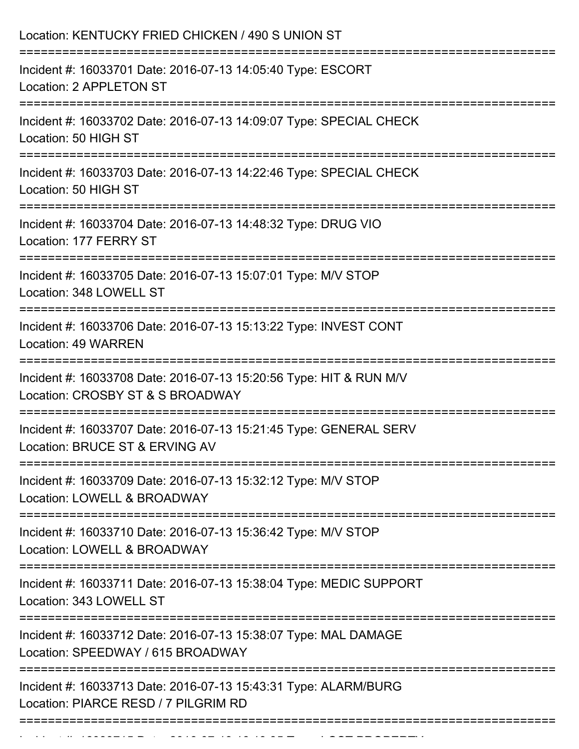Location: KENTUCKY FRIED CHICKEN / 490 S UNION ST

===========================================================================

Incident #: 16033701 Date: 2016-07-13 14:05:40 Type: ESCORT

Location: 2 APPLETON ST

===========================================================================

Incident #: 16033702 Date: 2016-07-13 14:09:07 Type: SPECIAL CHECK

Location: 50 HIGH ST

===========================================================================

Incident #: 16033703 Date: 2016-07-13 14:22:46 Type: SPECIAL CHECK

Location: 50 HIGH ST

===========================================================================

Incident #: 16033704 Date: 2016-07-13 14:48:32 Type: DRUG VIO

Location: 177 FERRY ST

===========================================================================

Incident #: 16033705 Date: 2016-07-13 15:07:01 Type: M/V STOP

Location: 348 LOWELL ST

===========================================================================

Incident #: 16033706 Date: 2016-07-13 15:13:22 Type: INVEST CONT

Location: 49 WARREN

===========================================================================

Incident #: 16033708 Date: 2016-07-13 15:20:56 Type: HIT & RUN M/V

Location: CROSBY ST & S BROADWAY

===========================================================================

Incident #: 16033707 Date: 2016-07-13 15:21:45 Type: GENERAL SERV

Location: BRUCE ST & ERVING AV

===========================================================================

Incident #: 16033709 Date: 2016-07-13 15:32:12 Type: M/V STOP

Location: LOWELL & BROADWAY

===========================================================================

Incident #: 16033710 Date: 2016-07-13 15:36:42 Type: M/V STOP

Location: LOWELL & BROADWAY

===========================================================================

Incident #: 16033711 Date: 2016-07-13 15:38:04 Type: MEDIC SUPPORT

Location: 343 LOWELL ST

===========================================================================

Incident #: 16033712 Date: 2016-07-13 15:38:07 Type: MAL DAMAGE

Location: SPEEDWAY / 615 BROADWAY

===========================================================================

Incident #: 16033713 Date: 2016-07-13 15:43:31 Type: ALARM/BURG

Location: PIARCE RESD / 7 PILGRIM RD

===========================================================================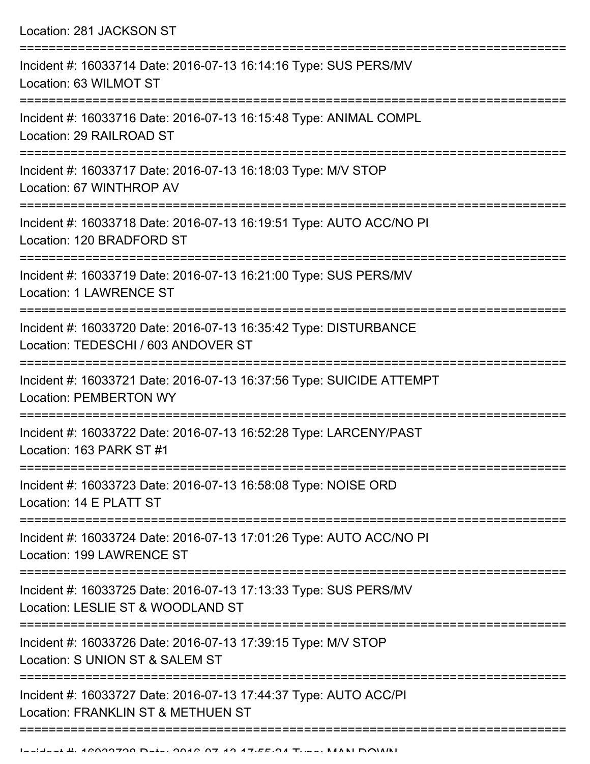Location: 281 JACKSON ST

===========================================================================

Incident #: 16033714 Date: 2016-07-13 16:14:16 Type: SUS PERS/MV
Location: 63 WILMOT ST

===========================================================================

Incident #: 16033716 Date: 2016-07-13 16:15:48 Type: ANIMAL COMPL
Location: 29 RAILROAD ST

===========================================================================

Incident #: 16033717 Date: 2016-07-13 16:18:03 Type: M/V STOP
Location: 67 WINTHROP AV

===========================================================================

Incident #: 16033718 Date: 2016-07-13 16:19:51 Type: AUTO ACC/NO PI
Location: 120 BRADFORD ST

===========================================================================

Incident #: 16033719 Date: 2016-07-13 16:21:00 Type: SUS PERS/MV
Location: 1 LAWRENCE ST

===========================================================================

Incident #: 16033720 Date: 2016-07-13 16:35:42 Type: DISTURBANCE
Location: TEDESCHI / 603 ANDOVER ST

===========================================================================

Incident #: 16033721 Date: 2016-07-13 16:37:56 Type: SUICIDE ATTEMPT
Location: PEMBERTON WY

===========================================================================

Incident #: 16033722 Date: 2016-07-13 16:52:28 Type: LARCENY/PAST
Location: 163 PARK ST #1

===========================================================================

Incident #: 16033723 Date: 2016-07-13 16:58:08 Type: NOISE ORD
Location: 14 E PLATT ST

===========================================================================

Incident #: 16033724 Date: 2016-07-13 17:01:26 Type: AUTO ACC/NO PI
Location: 199 LAWRENCE ST

===========================================================================

Incident #: 16033725 Date: 2016-07-13 17:13:33 Type: SUS PERS/MV
Location: LESLIE ST & WOODLAND ST

===========================================================================

Incident #: 16033726 Date: 2016-07-13 17:39:15 Type: M/V STOP
Location: S UNION ST & SALEM ST

===========================================================================

Incident #: 16033727 Date: 2016-07-13 17:44:37 Type: AUTO ACC/PI
Location: FRANKLIN ST & METHUEN ST

===========================================================================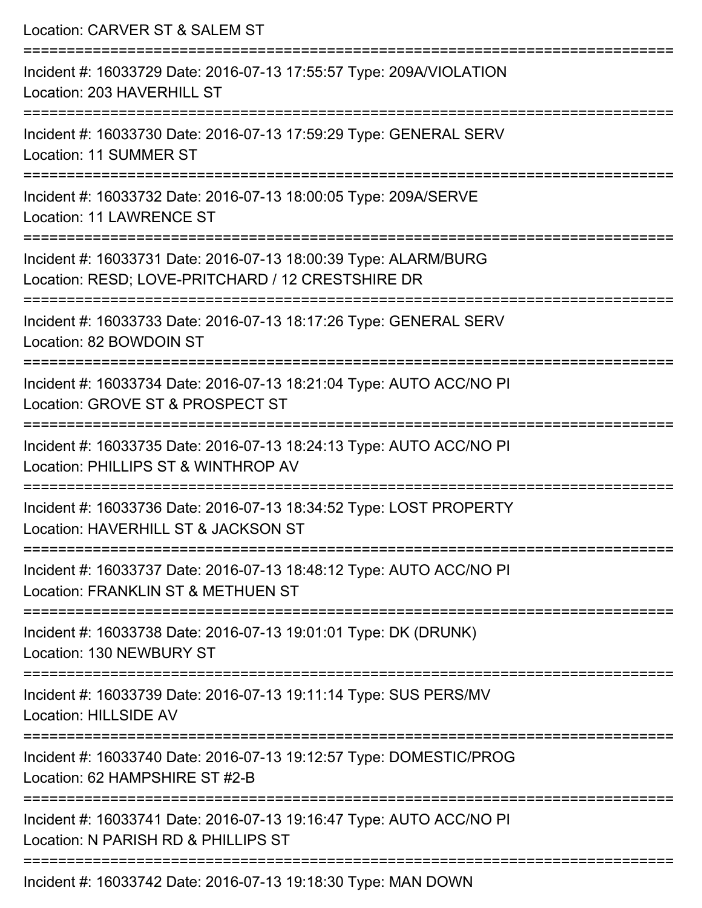Location: CARVER ST & SALEM ST

===========================================================================

Incident #: 16033729 Date: 2016-07-13 17:55:57 Type: 209A/VIOLATION
Location: 203 HAVERHILL ST

===========================================================================

Incident #: 16033730 Date: 2016-07-13 17:59:29 Type: GENERAL SERV
Location: 11 SUMMER ST

===========================================================================

Incident #: 16033732 Date: 2016-07-13 18:00:05 Type: 209A/SERVE
Location: 11 LAWRENCE ST

===========================================================================

Incident #: 16033731 Date: 2016-07-13 18:00:39 Type: ALARM/BURG
Location: RESD; LOVE-PRITCHARD / 12 CRESTSHIRE DR

===========================================================================

Incident #: 16033733 Date: 2016-07-13 18:17:26 Type: GENERAL SERV
Location: 82 BOWDOIN ST

===========================================================================

Incident #: 16033734 Date: 2016-07-13 18:21:04 Type: AUTO ACC/NO PI
Location: GROVE ST & PROSPECT ST

===========================================================================

Incident #: 16033735 Date: 2016-07-13 18:24:13 Type: AUTO ACC/NO PI
Location: PHILLIPS ST & WINTHROP AV

===========================================================================

Incident #: 16033736 Date: 2016-07-13 18:34:52 Type: LOST PROPERTY
Location: HAVERHILL ST & JACKSON ST

===========================================================================

Incident #: 16033737 Date: 2016-07-13 18:48:12 Type: AUTO ACC/NO PI
Location: FRANKLIN ST & METHUEN ST

===========================================================================

Incident #: 16033738 Date: 2016-07-13 19:01:01 Type: DK (DRUNK)
Location: 130 NEWBURY ST

===========================================================================

Incident #: 16033739 Date: 2016-07-13 19:11:14 Type: SUS PERS/MV
Location: HILLSIDE AV

===========================================================================

Incident #: 16033740 Date: 2016-07-13 19:12:57 Type: DOMESTIC/PROG
Location: 62 HAMPSHIRE ST #2-B

===========================================================================

Incident #: 16033741 Date: 2016-07-13 19:16:47 Type: AUTO ACC/NO PI
Location: N PARISH RD & PHILLIPS ST

===========================================================================

Incident #: 16033742 Date: 2016-07-13 19:18:30 Type: MAN DOWN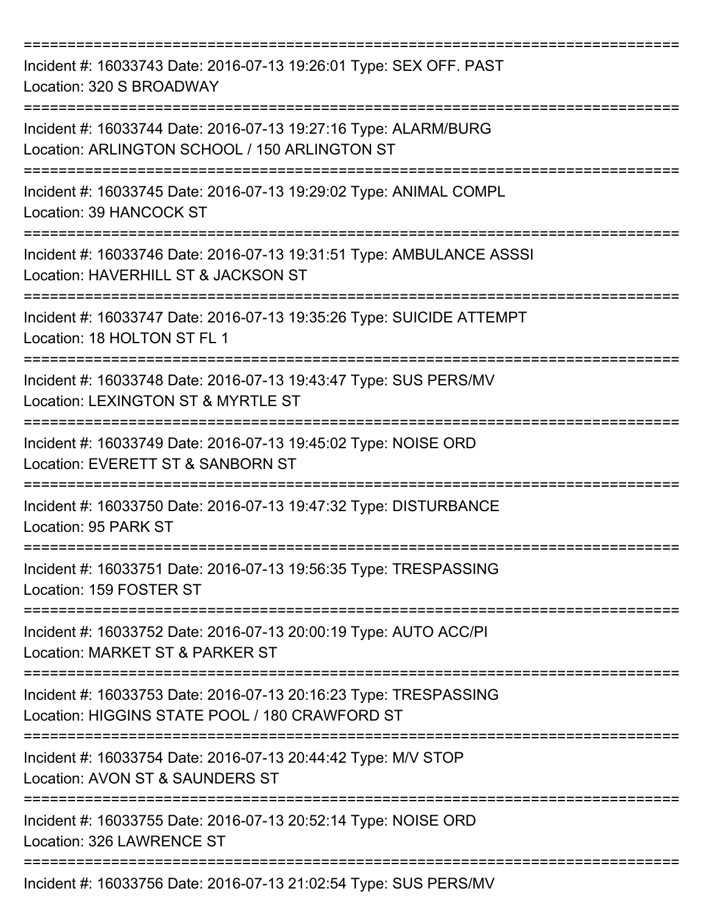===========================================================================

Incident #: 16033743 Date: 2016-07-13 19:26:01 Type: SEX OFF. PAST
Location: 320 S BROADWAY

===========================================================================

Incident #: 16033744 Date: 2016-07-13 19:27:16 Type: ALARM/BURG
Location: ARLINGTON SCHOOL / 150 ARLINGTON ST

===========================================================================

Incident #: 16033745 Date: 2016-07-13 19:29:02 Type: ANIMAL COMPL
Location: 39 HANCOCK ST

===========================================================================

Incident #: 16033746 Date: 2016-07-13 19:31:51 Type: AMBULANCE ASSSI
Location: HAVERHILL ST & JACKSON ST

===========================================================================

Incident #: 16033747 Date: 2016-07-13 19:35:26 Type: SUICIDE ATTEMPT
Location: 18 HOLTON ST FL 1

===========================================================================

Incident #: 16033748 Date: 2016-07-13 19:43:47 Type: SUS PERS/MV
Location: LEXINGTON ST & MYRTLE ST

===========================================================================

Incident #: 16033749 Date: 2016-07-13 19:45:02 Type: NOISE ORD
Location: EVERETT ST & SANBORN ST

===========================================================================

Incident #: 16033750 Date: 2016-07-13 19:47:32 Type: DISTURBANCE
Location: 95 PARK ST

===========================================================================

Incident #: 16033751 Date: 2016-07-13 19:56:35 Type: TRESPASSING
Location: 159 FOSTER ST

===========================================================================

Incident #: 16033752 Date: 2016-07-13 20:00:19 Type: AUTO ACC/PI
Location: MARKET ST & PARKER ST

===========================================================================

Incident #: 16033753 Date: 2016-07-13 20:16:23 Type: TRESPASSING
Location: HIGGINS STATE POOL / 180 CRAWFORD ST

===========================================================================

Incident #: 16033754 Date: 2016-07-13 20:44:42 Type: M/V STOP
Location: AVON ST & SAUNDERS ST

===========================================================================

Incident #: 16033755 Date: 2016-07-13 20:52:14 Type: NOISE ORD
Location: 326 LAWRENCE ST

===========================================================================

Incident #: 16033756 Date: 2016-07-13 21:02:54 Type: SUS PERS/MV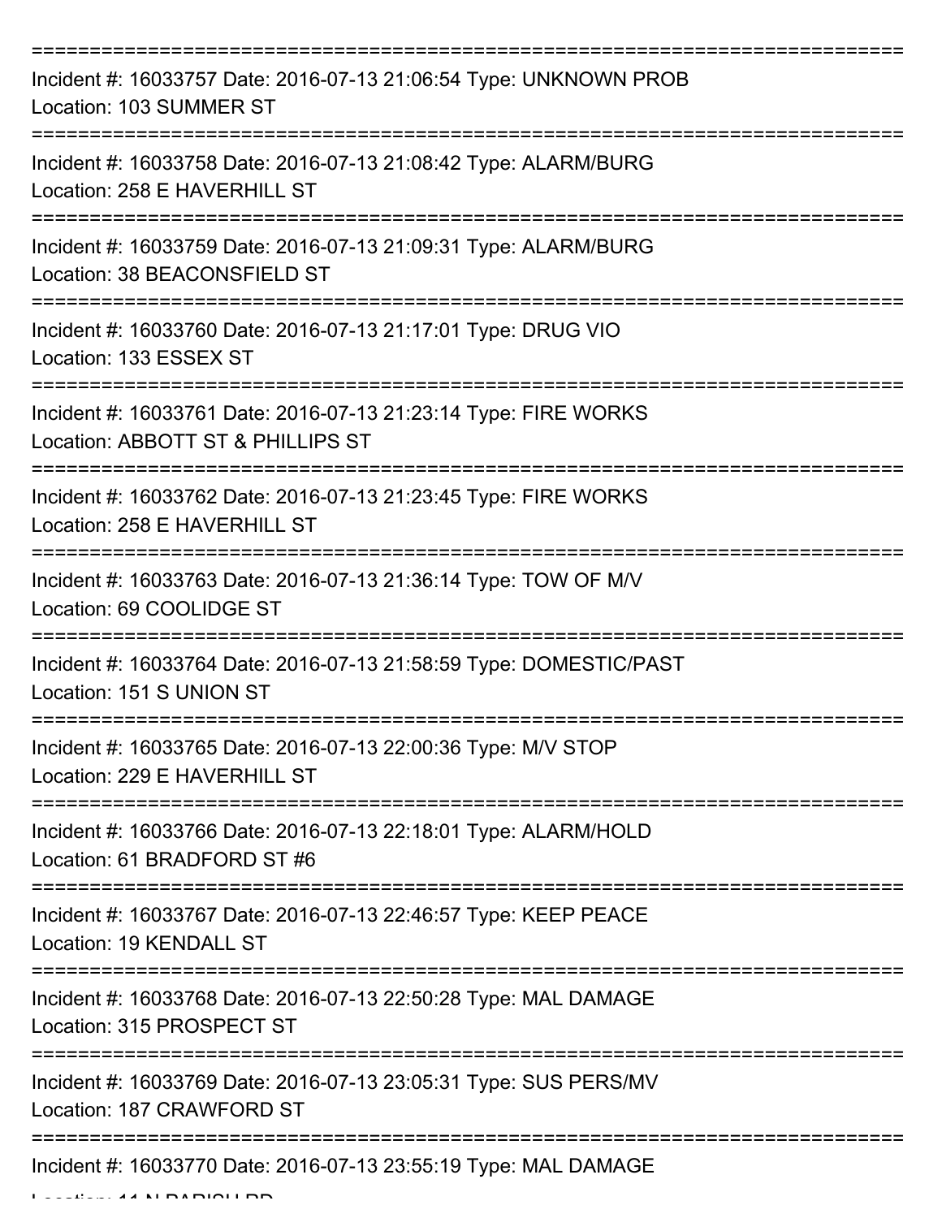===========================================================================

Incident #: 16033757 Date: 2016-07-13 21:06:54 Type: UNKNOWN PROB
Location: 103 SUMMER ST

===========================================================================

Incident #: 16033758 Date: 2016-07-13 21:08:42 Type: ALARM/BURG
Location: 258 E HAVERHILL ST

===========================================================================

Incident #: 16033759 Date: 2016-07-13 21:09:31 Type: ALARM/BURG
Location: 38 BEACONSFIELD ST

===========================================================================

Incident #: 16033760 Date: 2016-07-13 21:17:01 Type: DRUG VIO
Location: 133 ESSEX ST

===========================================================================

Incident #: 16033761 Date: 2016-07-13 21:23:14 Type: FIRE WORKS
Location: ABBOTT ST & PHILLIPS ST

===========================================================================

Incident #: 16033762 Date: 2016-07-13 21:23:45 Type: FIRE WORKS
Location: 258 E HAVERHILL ST

===========================================================================

Incident #: 16033763 Date: 2016-07-13 21:36:14 Type: TOW OF M/V
Location: 69 COOLIDGE ST

===========================================================================

Incident #: 16033764 Date: 2016-07-13 21:58:59 Type: DOMESTIC/PAST
Location: 151 S UNION ST

===========================================================================

Incident #: 16033765 Date: 2016-07-13 22:00:36 Type: M/V STOP
Location: 229 E HAVERHILL ST

===========================================================================

Incident #: 16033766 Date: 2016-07-13 22:18:01 Type: ALARM/HOLD
Location: 61 BRADFORD ST #6

===========================================================================

Incident #: 16033767 Date: 2016-07-13 22:46:57 Type: KEEP PEACE
Location: 19 KENDALL ST

===========================================================================

Incident #: 16033768 Date: 2016-07-13 22:50:28 Type: MAL DAMAGE
Location: 315 PROSPECT ST

===========================================================================

Incident #: 16033769 Date: 2016-07-13 23:05:31 Type: SUS PERS/MV
Location: 187 CRAWFORD ST

===========================================================================

Incident #: 16033770 Date: 2016-07-13 23:55:19 Type: MAL DAMAGE
Location: 11 N PARISH RD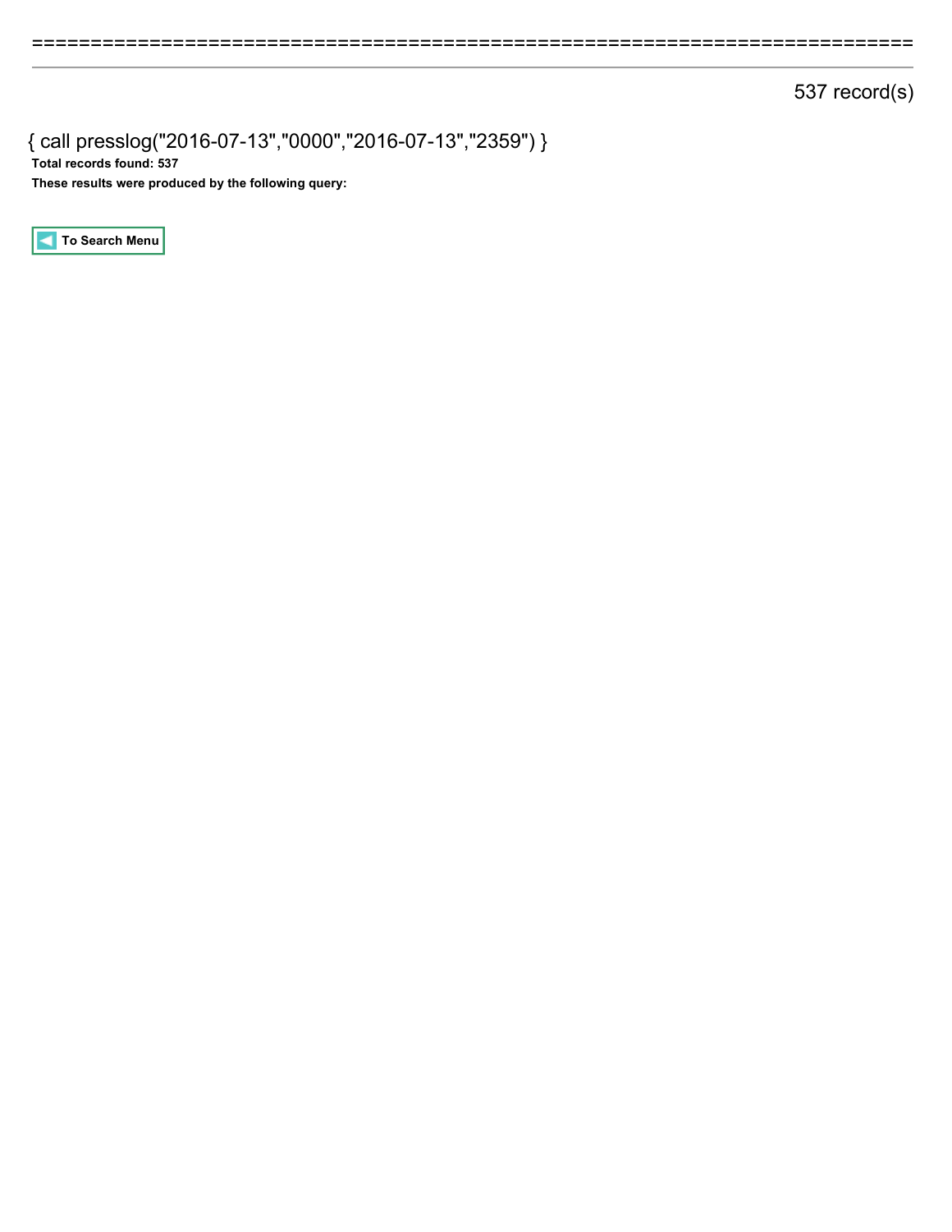===========================================================================

---

537 record(s)

{ call presslog("2016-07-13","0000","2016-07-13","2359") }

**Total records found: 537**

**These results were produced by the following query:**

**To Search Menu**